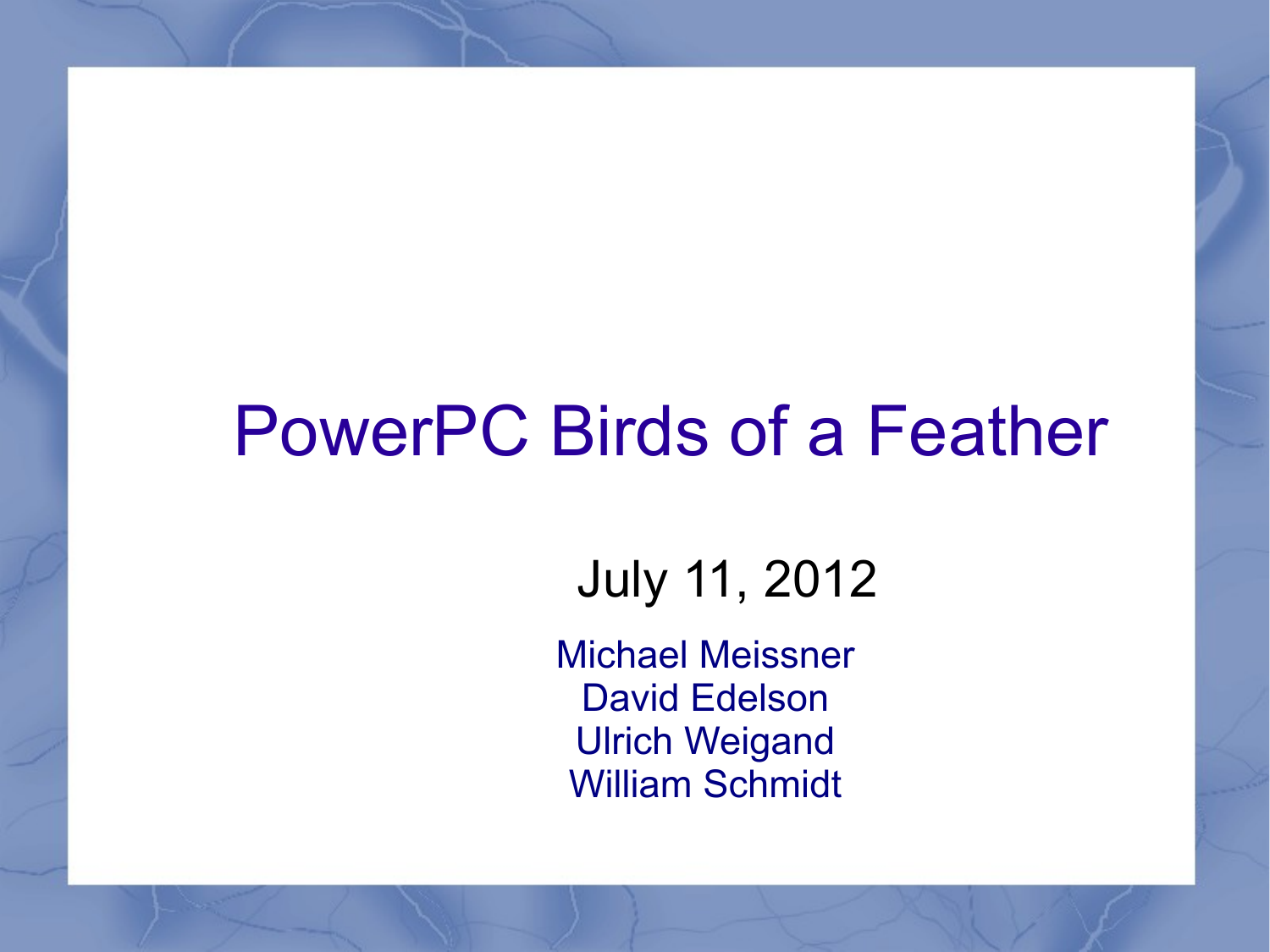# PowerPC Birds of a Feather

July 11, 2012

Michael Meissner
David Edelson
Ulrich Weigand
William Schmidt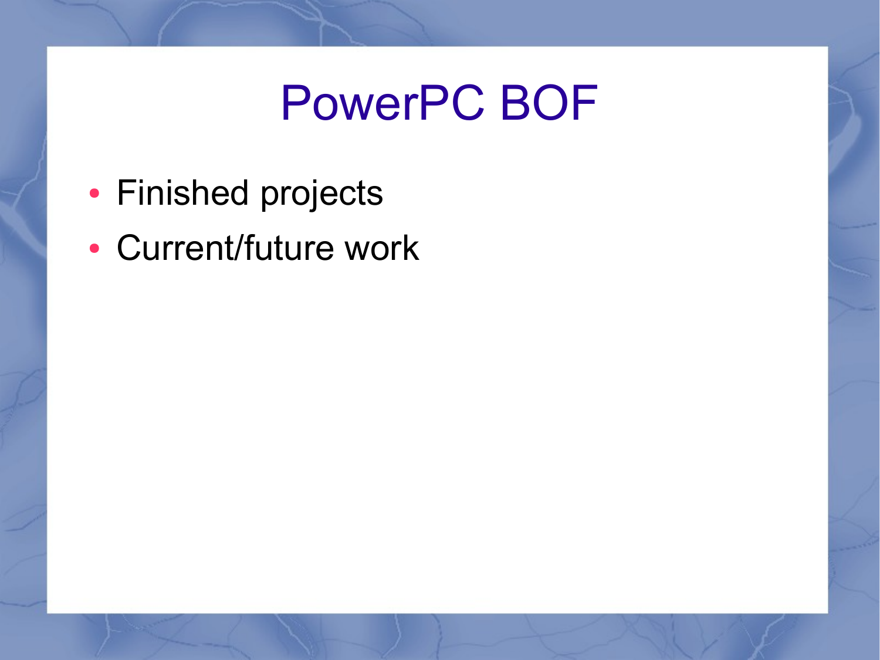# PowerPC BOF

- Finished projects
- Current/future work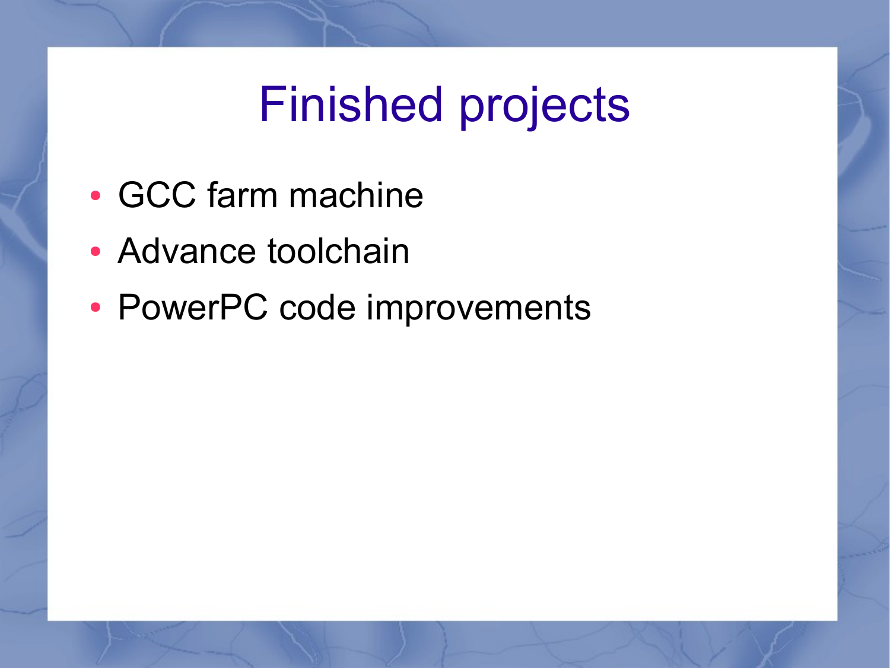# Finished projects

- GCC farm machine
- Advance toolchain
- PowerPC code improvements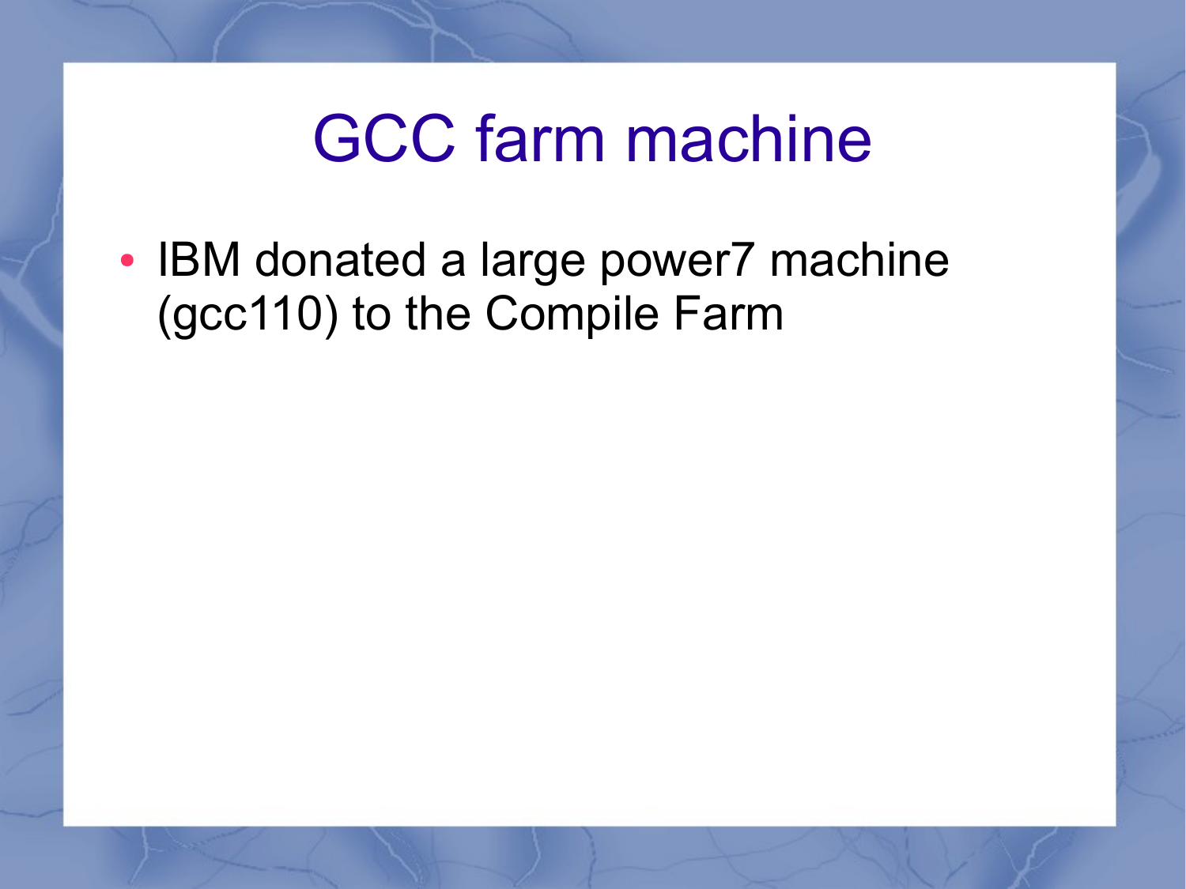# GCC farm machine

- IBM donated a large power7 machine (gcc110) to the Compile Farm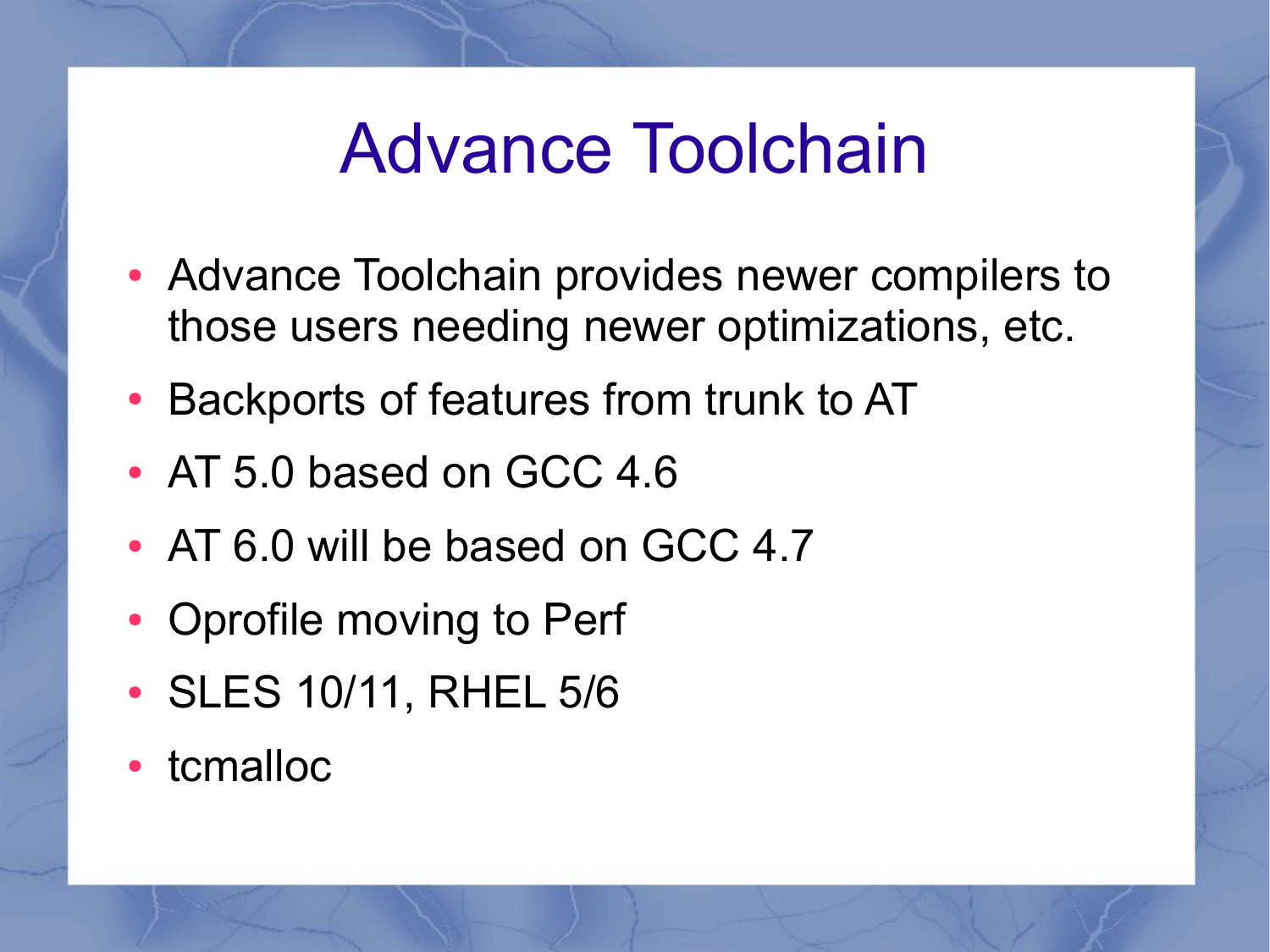# Advance Toolchain

- Advance Toolchain provides newer compilers to those users needing newer optimizations, etc.
- Backports of features from trunk to AT
- AT 5.0 based on GCC 4.6
- AT 6.0 will be based on GCC 4.7
- Oprofile moving to Perf
- SLES 10/11, RHEL 5/6
- tcmalloc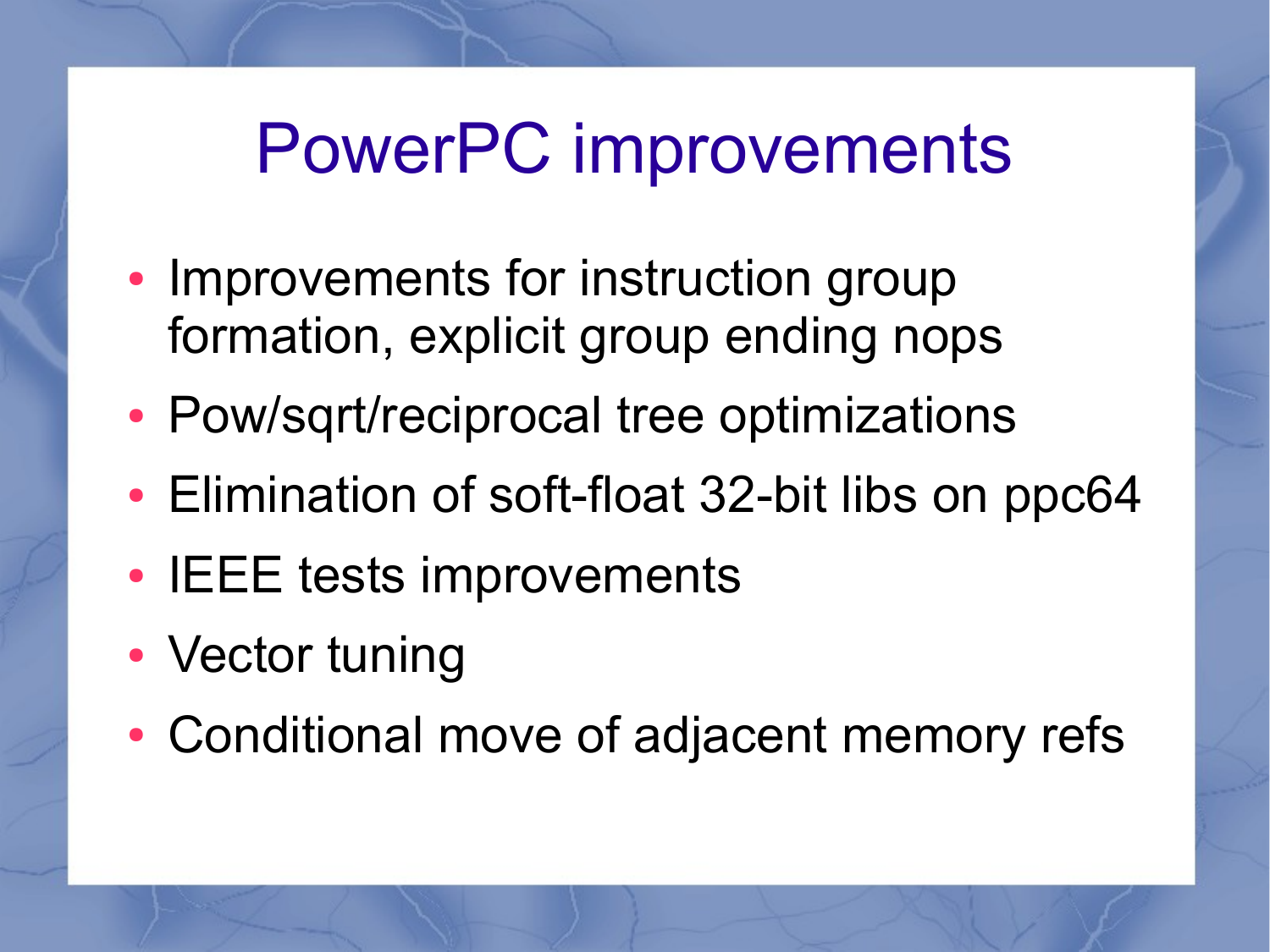# PowerPC improvements

- Improvements for instruction group formation, explicit group ending nops
- Pow/sqrt/reciprocal tree optimizations
- Elimination of soft-float 32-bit libs on ppc64
- IEEE tests improvements
- Vector tuning
- Conditional move of adjacent memory refs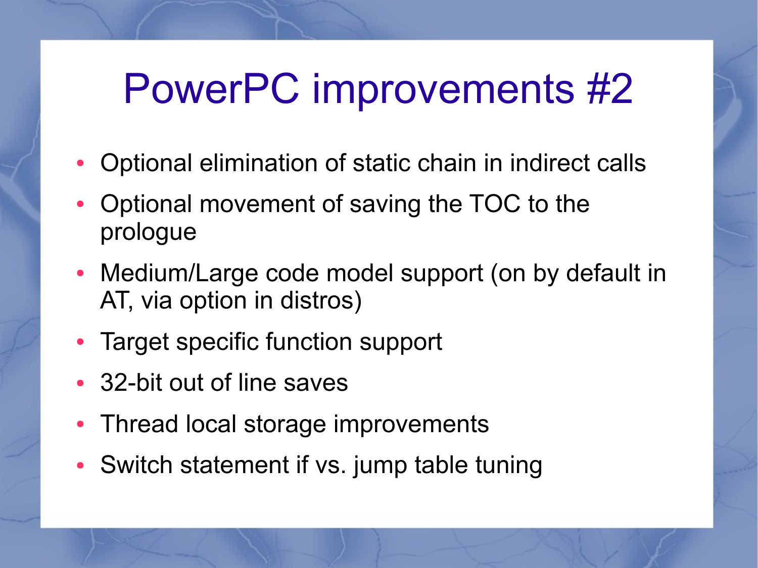# PowerPC improvements #2

- Optional elimination of static chain in indirect calls
- Optional movement of saving the TOC to the prologue
- Medium/Large code model support (on by default in AT, via option in distros)
- Target specific function support
- 32-bit out of line saves
- Thread local storage improvements
- Switch statement if vs. jump table tuning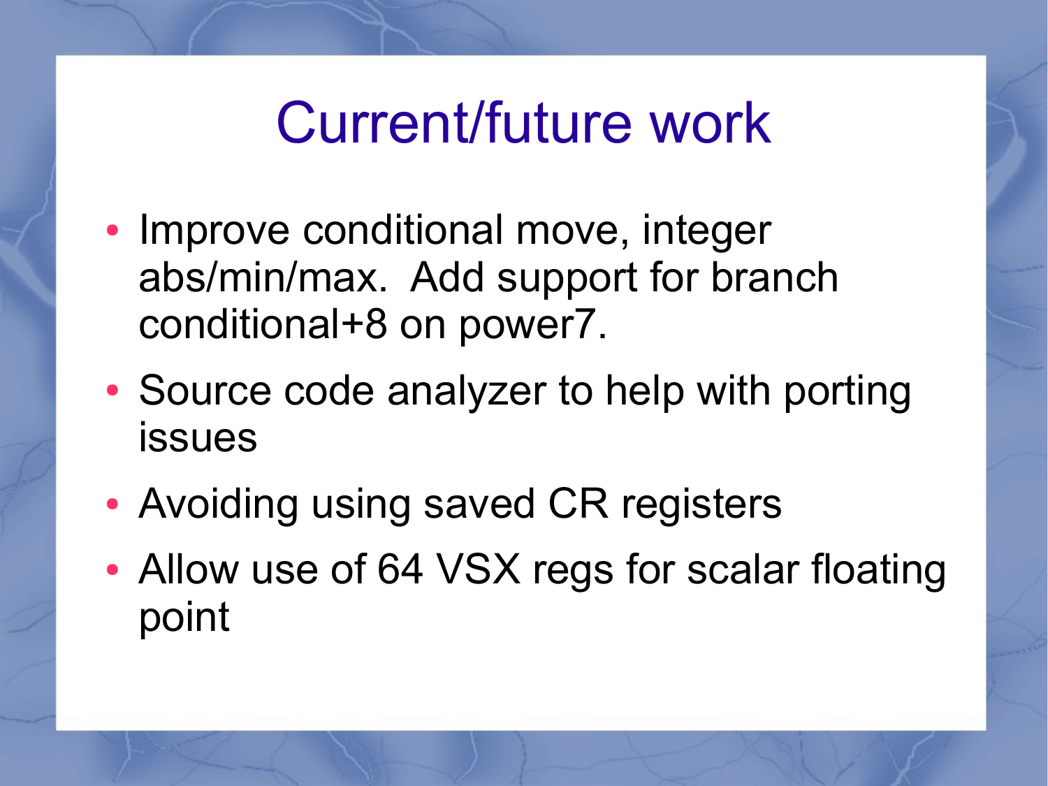# Current/future work

- Improve conditional move, integer abs/min/max. Add support for branch conditional+8 on power7.
- Source code analyzer to help with porting issues
- Avoiding using saved CR registers
- Allow use of 64 VSX regs for scalar floating point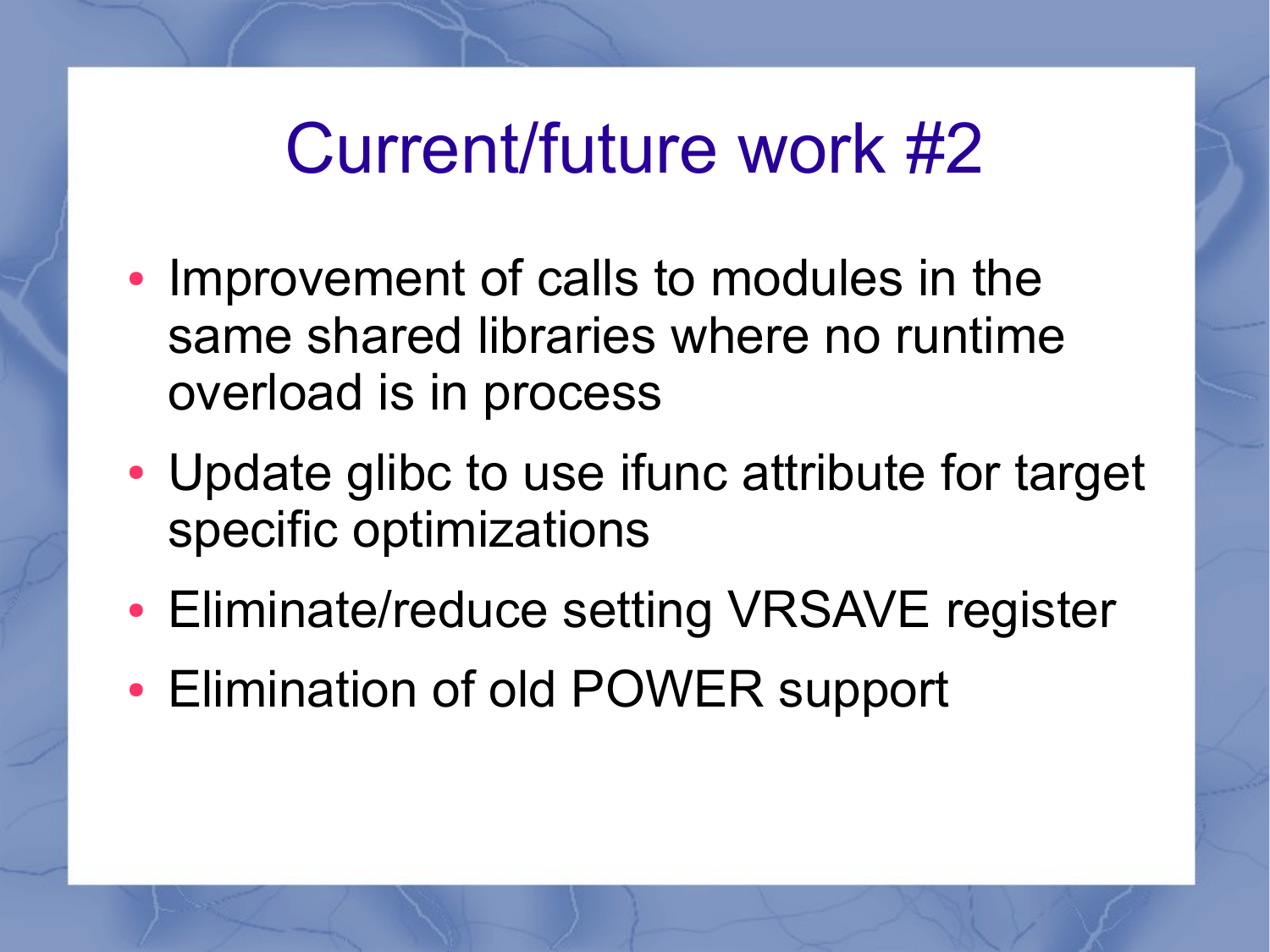# Current/future work #2

- Improvement of calls to modules in the same shared libraries where no runtime overload is in process
- Update glibc to use ifunc attribute for target specific optimizations
- Eliminate/reduce setting VRSAVE register
- Elimination of old POWER support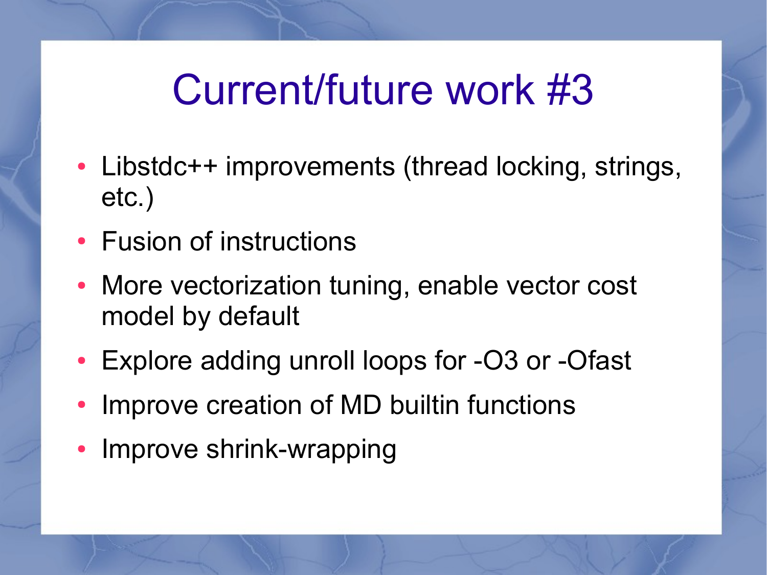# Current/future work #3

- Libstdc++ improvements (thread locking, strings, etc.)
- Fusion of instructions
- More vectorization tuning, enable vector cost model by default
- Explore adding unroll loops for -O3 or -Ofast
- Improve creation of MD builtin functions
- Improve shrink-wrapping